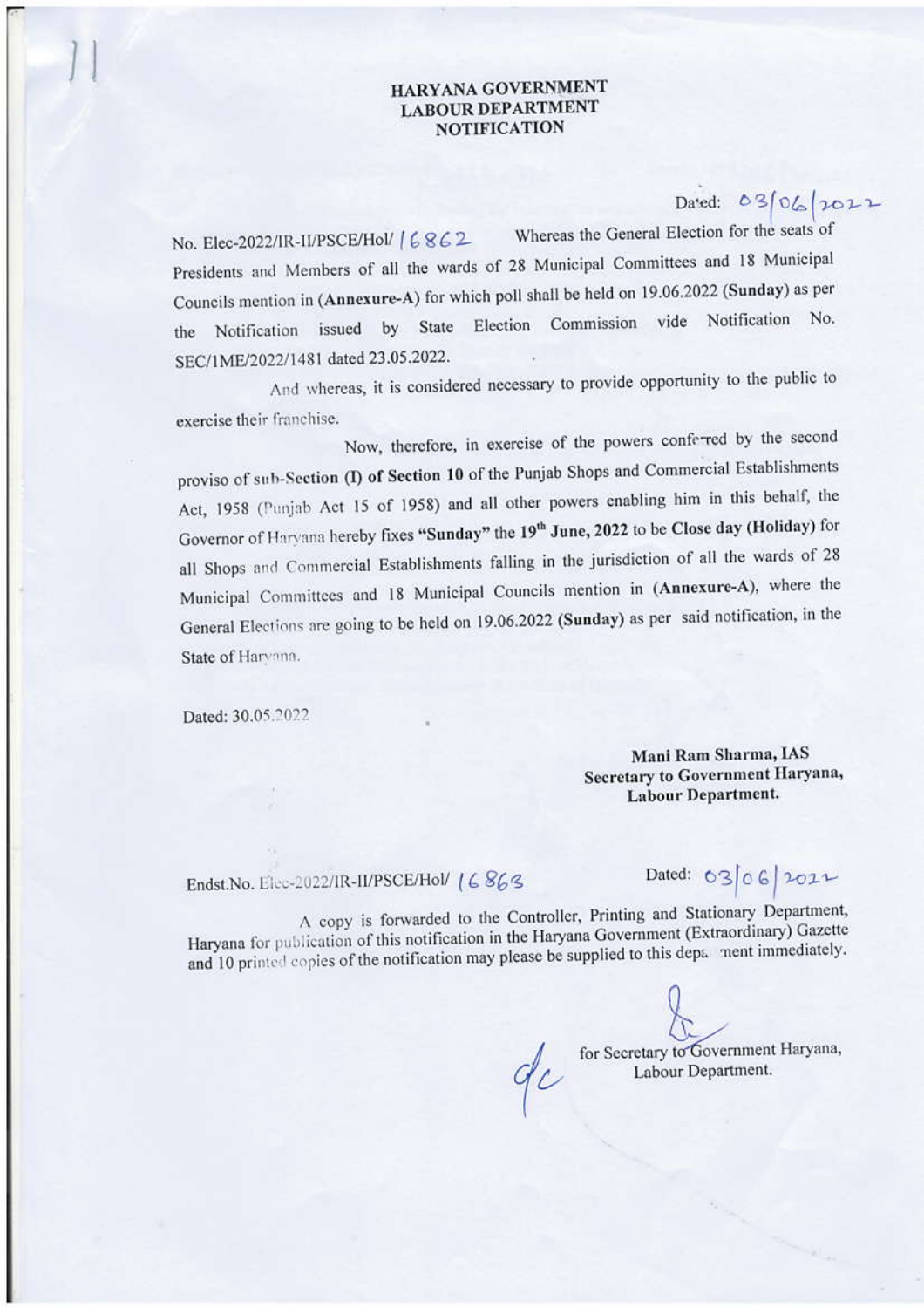**HARYANA GOVERNMENT**
**LABOUR DEPARTMENT**
**NOTIFICATION**

Dated: 03/06/2022

No. Elec-2022/IR-II/PSCE/Hol/ 16862 Whereas the General Election for the seats of Presidents and Members of all the wards of 28 Municipal Committees and 18 Municipal Councils mention in (**Annexure-A**) for which poll shall be held on 19.06.2022 (**Sunday**) as per the Notification issued by State Election Commission vide Notification No. SEC/1ME/2022/1481 dated 23.05.2022.

And whereas, it is considered necessary to provide opportunity to the public to exercise their franchise.

Now, therefore, in exercise of the powers conferred by the second proviso of sub-**Section (I) of Section 10** of the Punjab Shops and Commercial Establishments Act, 1958 (Punjab Act 15 of 1958) and all other powers enabling him in this behalf, the Governor of Haryana hereby fixes **"Sunday"** the **19th June, 2022** to be **Close day (Holiday)** for all Shops and Commercial Establishments falling in the jurisdiction of all the wards of 28 Municipal Committees and 18 Municipal Councils mention in (**Annexure-A**), where the General Elections are going to be held on 19.06.2022 (**Sunday**) as per said notification, in the State of Haryana.

Dated: 30.05.2022

**Mani Ram Sharma, IAS**
**Secretary to Government Haryana,**
**Labour Department.**

Endst.No. Elec-2022/IR-II/PSCE/Hol/ 16863 Dated: 03/06/2022

A copy is forwarded to the Controller, Printing and Stationary Department, Haryana for publication of this notification in the Haryana Government (Extraordinary) Gazette and 10 printed copies of the notification may please be supplied to this department immediately.

for Secretary to Government Haryana,
Labour Department.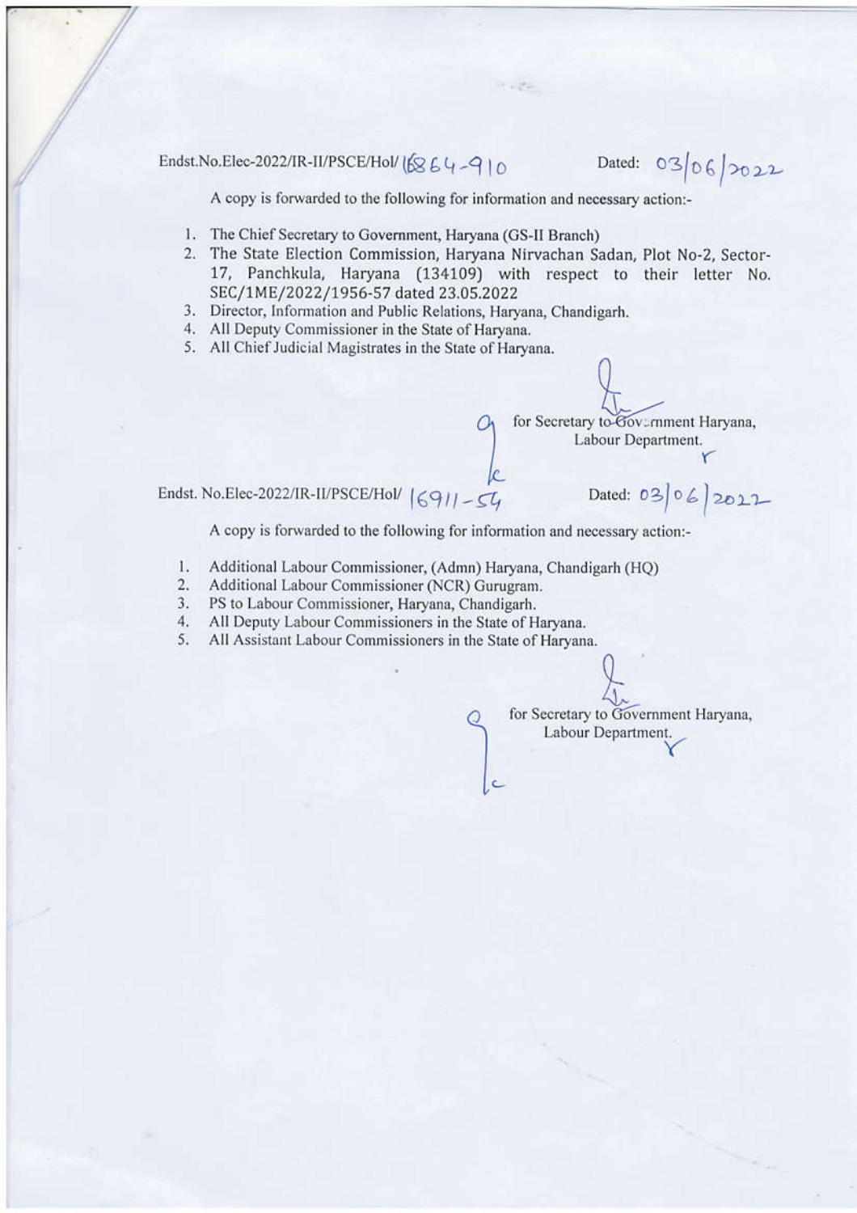Endst.No.Elec-2022/IR-II/PSCE/HoI/ 16864-910 Dated: 03/06/2022

A copy is forwarded to the following for information and necessary action:-

1. The Chief Secretary to Government, Haryana (GS-II Branch)
2. The State Election Commission, Haryana Nirvachan Sadan, Plot No-2, Sector-17, Panchkula, Haryana (134109) with respect to their letter No. SEC/1ME/2022/1956-57 dated 23.05.2022
3. Director, Information and Public Relations, Haryana, Chandigarh.
4. All Deputy Commissioner in the State of Haryana.
5. All Chief Judicial Magistrates in the State of Haryana.

for Secretary to Government Haryana,
Labour Department.

Endst. No.Elec-2022/IR-II/PSCE/HoI/ 16911-54 Dated: 03/06/2022

A copy is forwarded to the following for information and necessary action:-

1. Additional Labour Commissioner, (Admn) Haryana, Chandigarh (HQ)
2. Additional Labour Commissioner (NCR) Gurugram.
3. PS to Labour Commissioner, Haryana, Chandigarh.
4. All Deputy Labour Commissioners in the State of Haryana.
5. All Assistant Labour Commissioners in the State of Haryana.

for Secretary to Government Haryana,
Labour Department.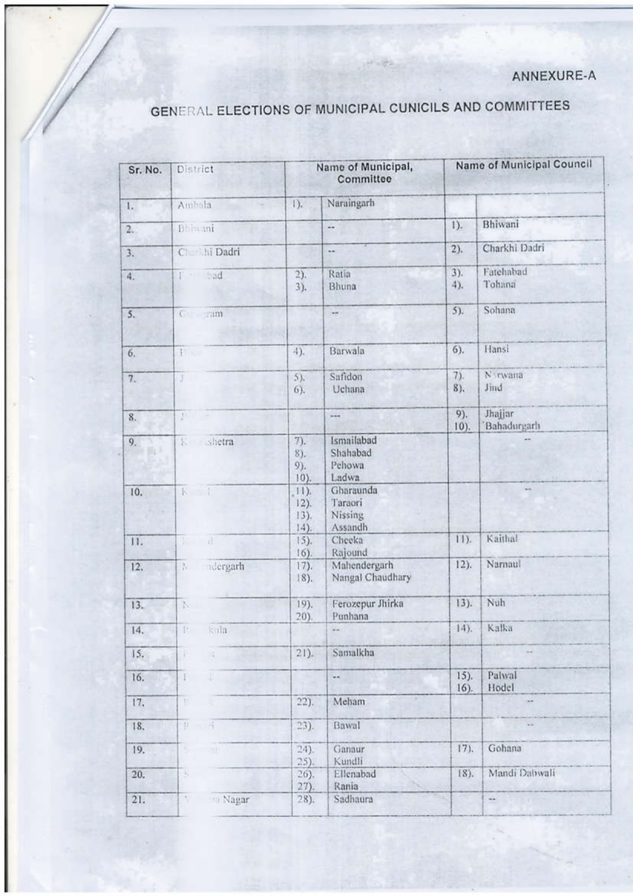ANNEXURE-A

# GENERAL ELECTIONS OF MUNICIPAL CUNICILS AND COMMITTEES

| Sr. No. | District | Name of Municipal, Committee | | Name of Municipal Council | |
|---|---|---|---|---|---|
| 1. | Ambala | 1). | Naraingarh | | |
| 2. | Bhiwani | | -- | 1). | Bhiwani |
| 3. | Charkhi Dadri | | -- | 2). | Charkhi Dadri |
| 4. | F... bad | 2).<br>3). | Ratia<br>Bhuna | 3).<br>4). | Fatehabad<br>Tohana |
| 5. | G... ram | | -- | 5). | Sohana |
| 6. | H... | 4). | Barwala | 6). | Hansi |
| 7. | J... | 5).<br>6). | Safidon<br>Uchana | 7).<br>8). | N...rwana<br>Jind |
| 8. | J... | | --- | 9).<br>10). | Jhajjar<br>Bahadurgarh |
| 9. | K... shetra | 7).<br>8).<br>9).<br>10). | Ismailabad<br>Shahabad<br>Pehowa<br>Ladwa | | -- |
| 10. | K... | 11).<br>12).<br>13).<br>14). | Gharaunda<br>Taraori<br>Nissing<br>Assandh | | -- |
| 11. | K... l | 15).<br>16). | Cheeka<br>Rajound | 11). | Kaithal |
| 12. | M... ndergarh | 17).<br>18). | Mahendergarh<br>Nangal Chaudhary | 12). | Narnaul |
| 13. | N... | 19).<br>20). | Ferozepur Jhirka<br>Punhana | 13). | Nuh |
| 14. | P... kula | | -- | 14). | Kalka |
| 15. | P... | 21). | Samalkha | | -- |
| 16. | P... | | -- | 15).<br>16). | Palwal<br>Hodel |
| 17. | R... | 22). | Meham | | -- |
| 18. | R... | 23). | Bawal | | -- |
| 19. | S... | 24).<br>25). | Ganaur<br>Kundli | 17). | Gohana |
| 20. | S... | 26).<br>27). | Ellenabad<br>Rania | 18). | Mandi Dabwali |
| 21. | ... Nagar | 28). | Sadhaura | | -- |